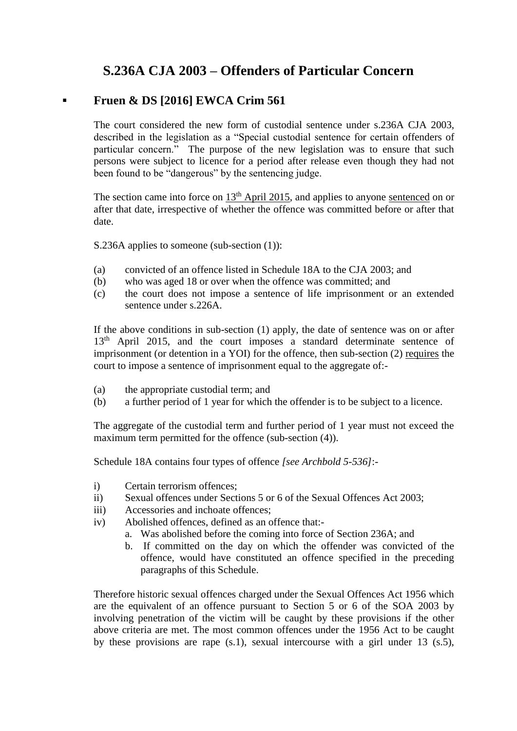# S.236A CJA 2003 – Offenders of Particular Concern

- ## Fruen & DS [2016] EWCA Crim 561

The court considered the new form of custodial sentence under s.236A CJA 2003, described in the legislation as a "Special custodial sentence for certain offenders of particular concern." The purpose of the new legislation was to ensure that such persons were subject to licence for a period after release even though they had not been found to be "dangerous" by the sentencing judge.

The section came into force on <u>13th April 2015</u>, and applies to anyone <u>sentenced</u> on or after that date, irrespective of whether the offence was committed before or after that date.

S.236A applies to someone (sub-section (1)):

(a) convicted of an offence listed in Schedule 18A to the CJA 2003; and
(b) who was aged 18 or over when the offence was committed; and
(c) the court does not impose a sentence of life imprisonment or an extended sentence under s.226A.

If the above conditions in sub-section (1) apply, the date of sentence was on or after 13th April 2015, and the court imposes a standard determinate sentence of imprisonment (or detention in a YOI) for the offence, then sub-section (2) <u>requires</u> the court to impose a sentence of imprisonment equal to the aggregate of:-

(a) the appropriate custodial term; and
(b) a further period of 1 year for which the offender is to be subject to a licence.

The aggregate of the custodial term and further period of 1 year must not exceed the maximum term permitted for the offence (sub-section (4)).

Schedule 18A contains four types of offence *[see Archbold 5-536]*:-

i) Certain terrorism offences;
ii) Sexual offences under Sections 5 or 6 of the Sexual Offences Act 2003;
iii) Accessories and inchoate offences;
iv) Abolished offences, defined as an offence that:-
   a. Was abolished before the coming into force of Section 236A; and
   b. If committed on the day on which the offender was convicted of the offence, would have constituted an offence specified in the preceding paragraphs of this Schedule.

Therefore historic sexual offences charged under the Sexual Offences Act 1956 which are the equivalent of an offence pursuant to Section 5 or 6 of the SOA 2003 by involving penetration of the victim will be caught by these provisions if the other above criteria are met. The most common offences under the 1956 Act to be caught by these provisions are rape (s.1), sexual intercourse with a girl under 13 (s.5),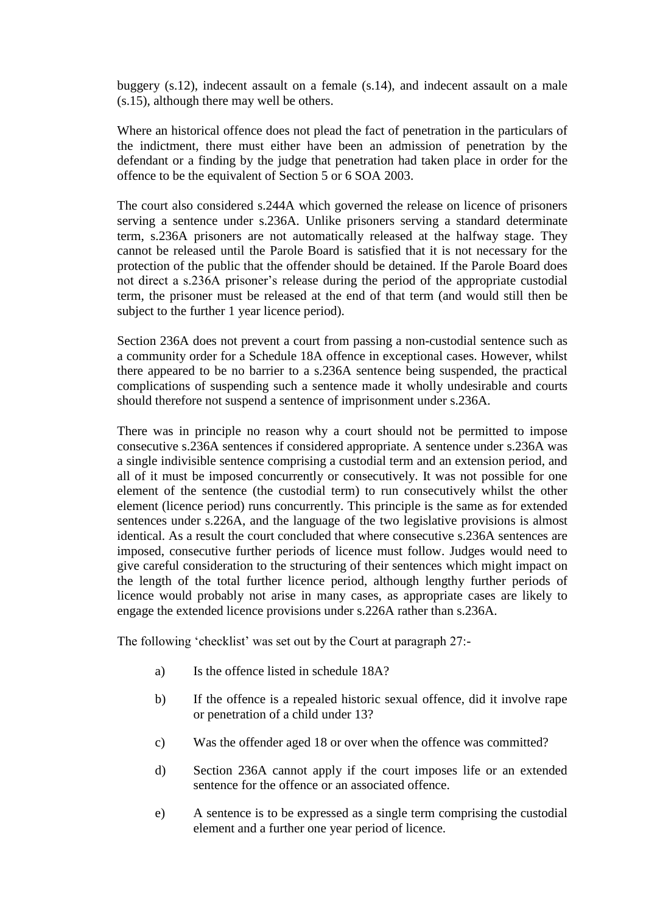buggery (s.12), indecent assault on a female (s.14), and indecent assault on a male (s.15), although there may well be others.

Where an historical offence does not plead the fact of penetration in the particulars of the indictment, there must either have been an admission of penetration by the defendant or a finding by the judge that penetration had taken place in order for the offence to be the equivalent of Section 5 or 6 SOA 2003.

The court also considered s.244A which governed the release on licence of prisoners serving a sentence under s.236A. Unlike prisoners serving a standard determinate term, s.236A prisoners are not automatically released at the halfway stage. They cannot be released until the Parole Board is satisfied that it is not necessary for the protection of the public that the offender should be detained. If the Parole Board does not direct a s.236A prisoner's release during the period of the appropriate custodial term, the prisoner must be released at the end of that term (and would still then be subject to the further 1 year licence period).

Section 236A does not prevent a court from passing a non-custodial sentence such as a community order for a Schedule 18A offence in exceptional cases. However, whilst there appeared to be no barrier to a s.236A sentence being suspended, the practical complications of suspending such a sentence made it wholly undesirable and courts should therefore not suspend a sentence of imprisonment under s.236A.

There was in principle no reason why a court should not be permitted to impose consecutive s.236A sentences if considered appropriate. A sentence under s.236A was a single indivisible sentence comprising a custodial term and an extension period, and all of it must be imposed concurrently or consecutively. It was not possible for one element of the sentence (the custodial term) to run consecutively whilst the other element (licence period) runs concurrently. This principle is the same as for extended sentences under s.226A, and the language of the two legislative provisions is almost identical. As a result the court concluded that where consecutive s.236A sentences are imposed, consecutive further periods of licence must follow. Judges would need to give careful consideration to the structuring of their sentences which might impact on the length of the total further licence period, although lengthy further periods of licence would probably not arise in many cases, as appropriate cases are likely to engage the extended licence provisions under s.226A rather than s.236A.

The following 'checklist' was set out by the Court at paragraph 27:-

a) Is the offence listed in schedule 18A?

b) If the offence is a repealed historic sexual offence, did it involve rape or penetration of a child under 13?

c) Was the offender aged 18 or over when the offence was committed?

d) Section 236A cannot apply if the court imposes life or an extended sentence for the offence or an associated offence.

e) A sentence is to be expressed as a single term comprising the custodial element and a further one year period of licence.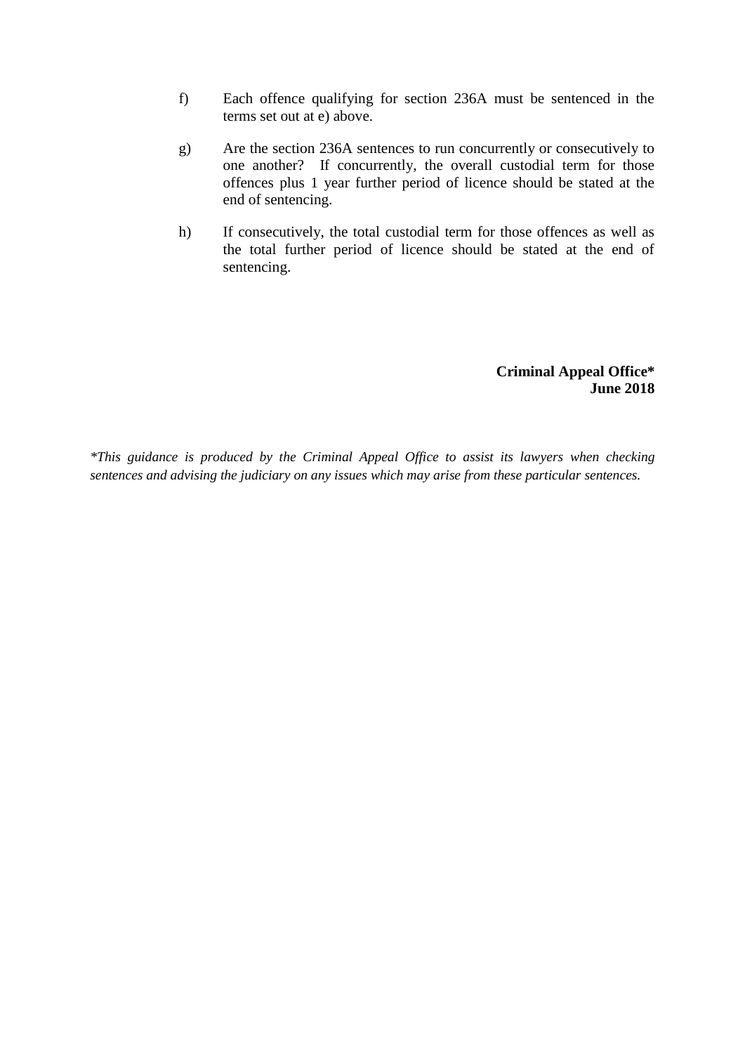f) Each offence qualifying for section 236A must be sentenced in the terms set out at e) above.

g) Are the section 236A sentences to run concurrently or consecutively to one another? If concurrently, the overall custodial term for those offences plus 1 year further period of licence should be stated at the end of sentencing.

h) If consecutively, the total custodial term for those offences as well as the total further period of licence should be stated at the end of sentencing.

**Criminal Appeal Office***
**June 2018**

*\*This guidance is produced by the Criminal Appeal Office to assist its lawyers when checking sentences and advising the judiciary on any issues which may arise from these particular sentences.*